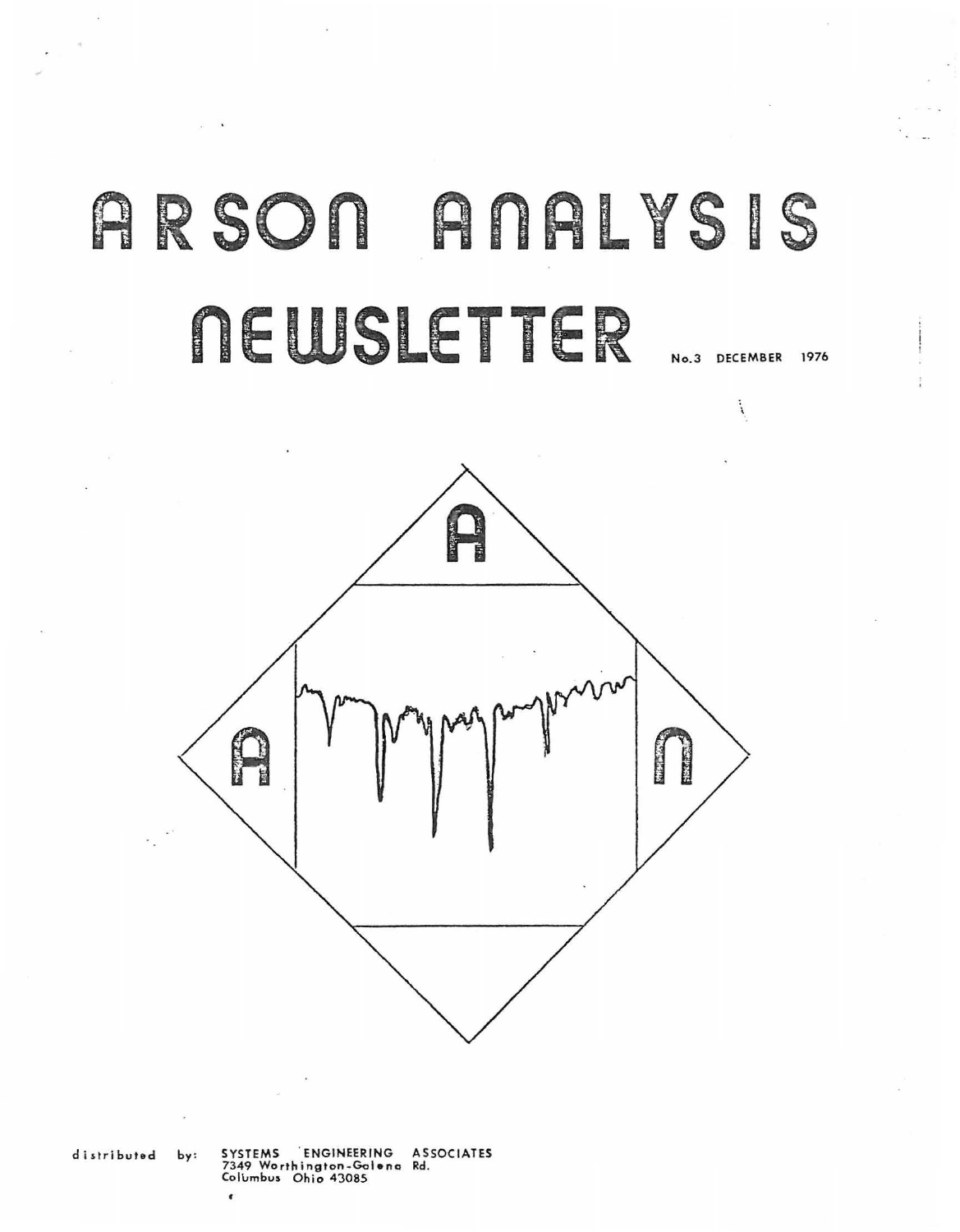# ARSON ANALYSIS NEWSLETTER

No.3 DECEMBER 1976

A

A

N

distributed by: SYSTEMS ENGINEERING ASSOCIATES
7349 Worthington-Galena Rd.
Columbus Ohio 43085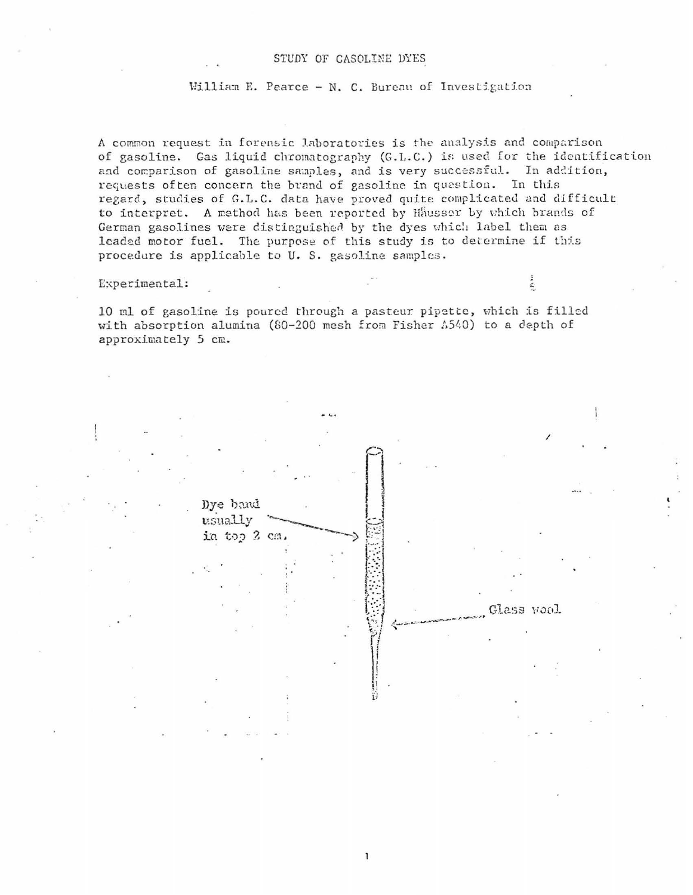# STUDY OF GASOLINE DYES

William E. Pearce - N. C. Bureau of Investigation

A common request in forensic laboratories is the analysis and comparison of gasoline. Gas liquid chromatography (G.L.C.) is used for the identification and comparison of gasoline samples, and is very successful. In addition, requests often concern the brand of gasoline in question. In this regard, studies of G.L.C. data have proved quite complicated and difficult to interpret. A method has been reported by Häusser by which brands of German gasolines were distinguished by the dyes which label them as leaded motor fuel. The purpose of this study is to determine if this procedure is applicable to U. S. gasoline samples.

Experimental:

10 ml of gasoline is poured through a pasteur pipette, which is filled with absorption alumina (80-200 mesh from Fisher A540) to a depth of approximately 5 cm.

Dye band usually in top 2 cm.

Glass wool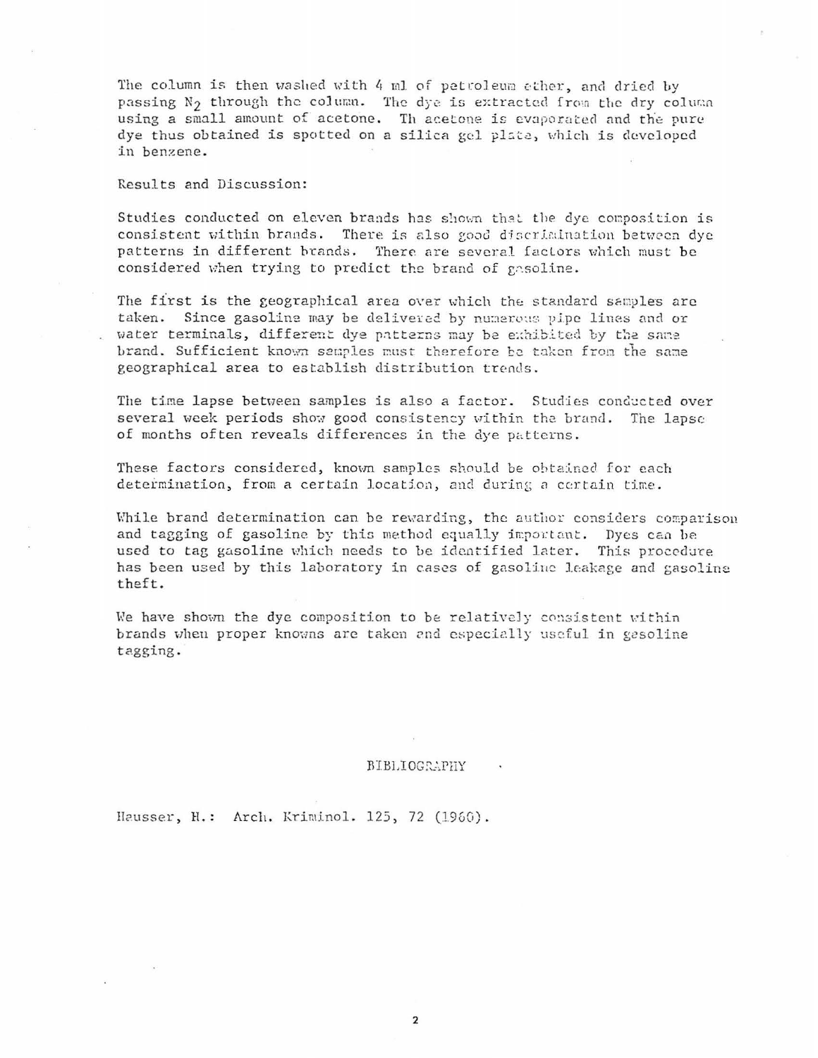The column is then washed with 4 ml of petroleum ether, and dried by passing $N_2$ through the column. The dye is extracted from the dry column using a small amount of acetone. Th acetone is evaporated and the pure dye thus obtained is spotted on a silica gel plate, which is developed in benzene.

## Results and Discussion:

Studies conducted on eleven brands has shown that the dye composition is consistent within brands. There is also good discrimination between dye patterns in different brands. There are several factors which must be considered when trying to predict the brand of gasoline.

The first is the geographical area over which the standard samples are taken. Since gasoline may be delivered by numerous pipe lines and or water terminals, different dye patterns may be exhibited by the same brand. Sufficient known samples must therefore be taken from the same geographical area to establish distribution trends.

The time lapse between samples is also a factor. Studies conducted over several week periods show good consistency within the brand. The lapse of months often reveals differences in the dye patterns.

These factors considered, known samples should be obtained for each determination, from a certain location, and during a certain time.

While brand determination can be rewarding, the author considers comparison and tagging of gasoline by this method equally important. Dyes can be used to tag gasoline which needs to be identified later. This procedure has been used by this laboratory in cases of gasoline leakage and gasoline theft.

We have shown the dye composition to be relatively consistent within brands when proper knowns are taken and especially useful in gasoline tagging.

## BIBLIOGRAPHY

Hausser, H.: Arch. Kriminol. 125, 72 (1960).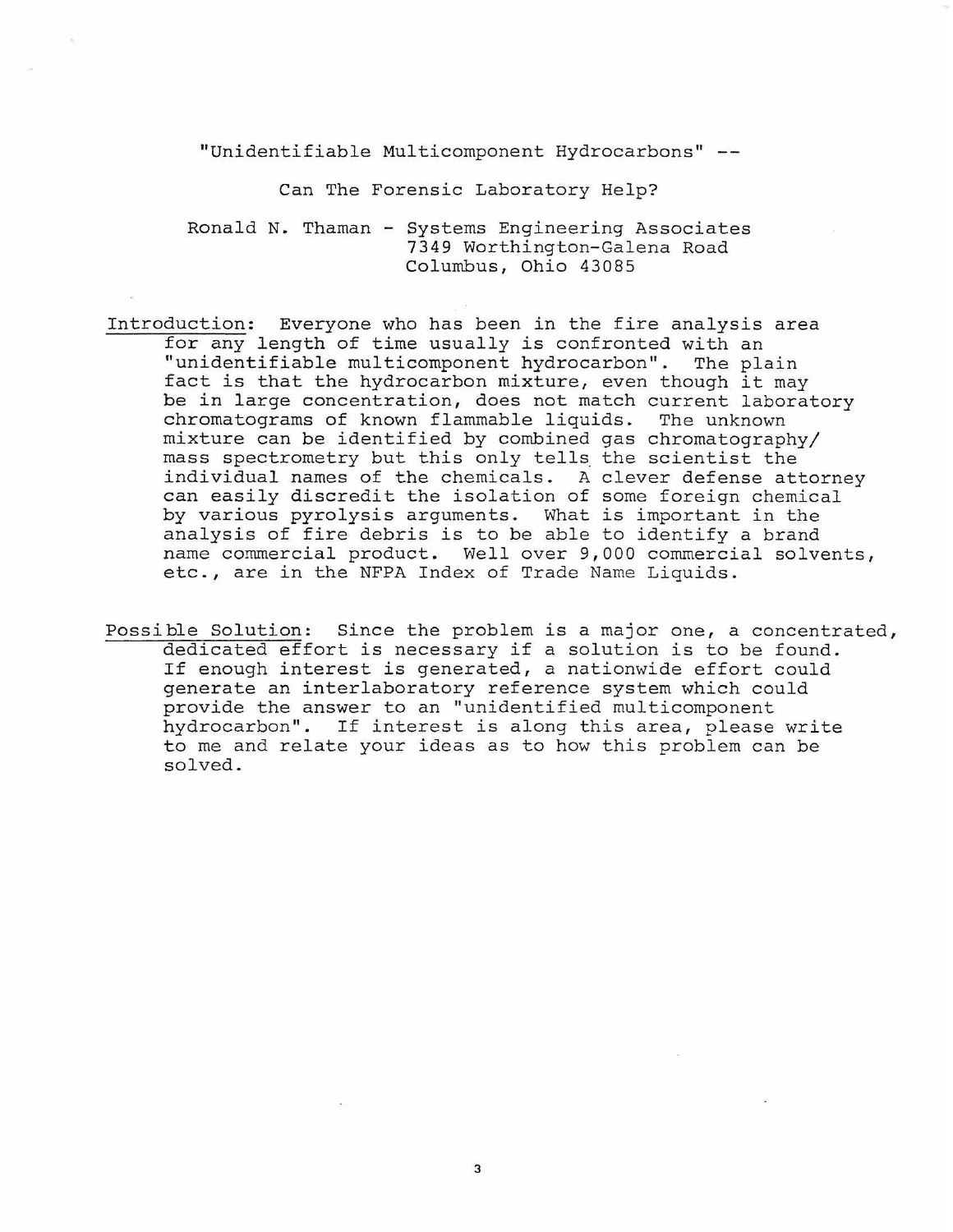# "Unidentifiable Multicomponent Hydrocarbons" -- Can The Forensic Laboratory Help?

Ronald N. Thaman - Systems Engineering Associates
7349 Worthington-Galena Road
Columbus, Ohio 43085

Introduction: Everyone who has been in the fire analysis area for any length of time usually is confronted with an "unidentifiable multicomponent hydrocarbon". The plain fact is that the hydrocarbon mixture, even though it may be in large concentration, does not match current laboratory chromatograms of known flammable liquids. The unknown mixture can be identified by combined gas chromatography/mass spectrometry but this only tells the scientist the individual names of the chemicals. A clever defense attorney can easily discredit the isolation of some foreign chemical by various pyrolysis arguments. What is important in the analysis of fire debris is to be able to identify a brand name commercial product. Well over 9,000 commercial solvents, etc., are in the NFPA Index of Trade Name Liquids.

Possible Solution: Since the problem is a major one, a concentrated, dedicated effort is necessary if a solution is to be found. If enough interest is generated, a nationwide effort could generate an interlaboratory reference system which could provide the answer to an "unidentified multicomponent hydrocarbon". If interest is along this area, please write to me and relate your ideas as to how this problem can be solved.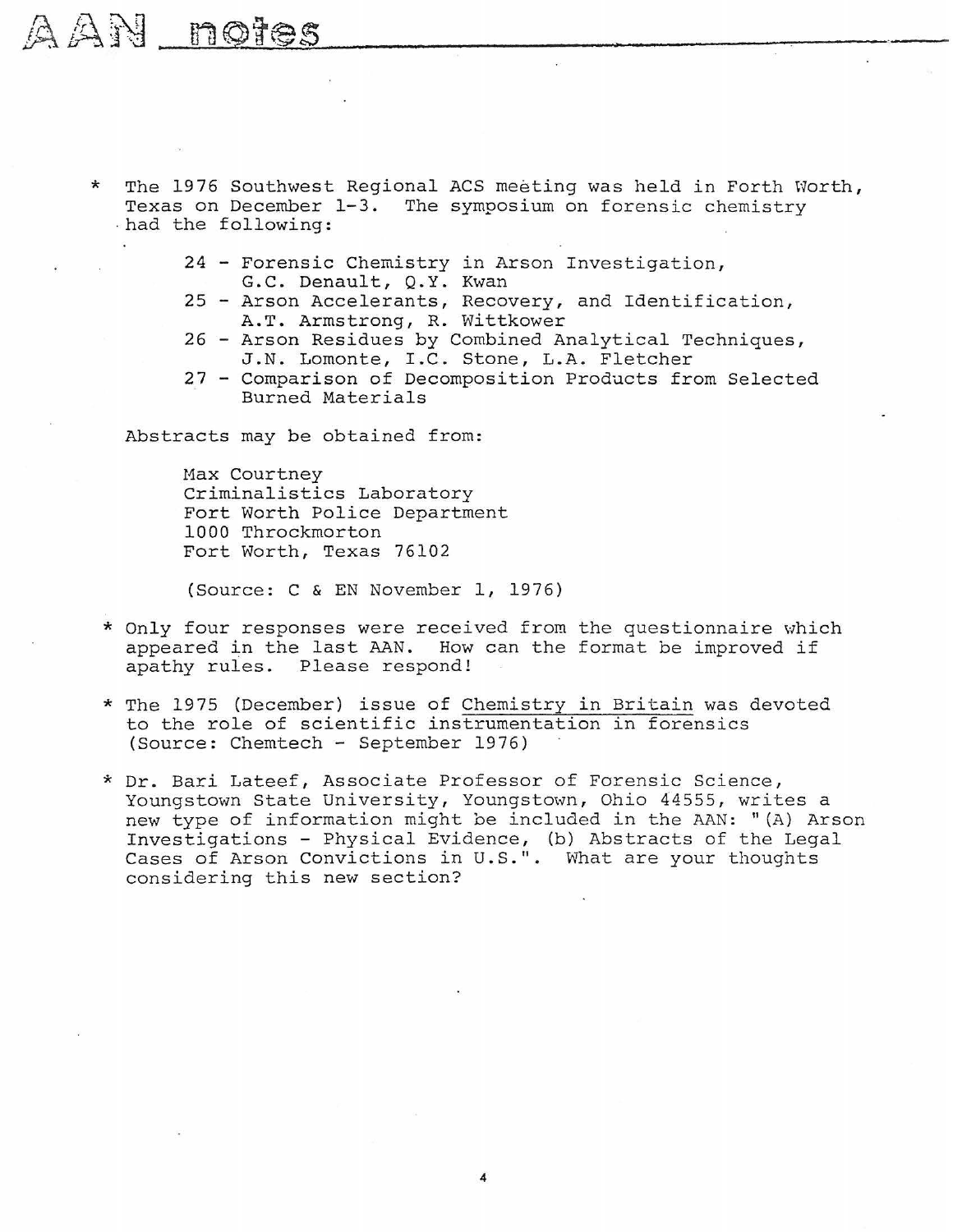# AAN notes

* The 1976 Southwest Regional ACS meeting was held in Forth Worth, Texas on December 1-3. The symposium on forensic chemistry had the following:

  24 - Forensic Chemistry in Arson Investigation, G.C. Denault, Q.Y. Kwan
  25 - Arson Accelerants, Recovery, and Identification, A.T. Armstrong, R. Wittkower
  26 - Arson Residues by Combined Analytical Techniques, J.N. Lomonte, I.C. Stone, L.A. Fletcher
  27 - Comparison of Decomposition Products from Selected Burned Materials

  Abstracts may be obtained from:

  Max Courtney
  Criminalistics Laboratory
  Fort Worth Police Department
  1000 Throckmorton
  Fort Worth, Texas 76102

  (Source: C & EN November 1, 1976)

* Only four responses were received from the questionnaire which appeared in the last AAN. How can the format be improved if apathy rules. Please respond!

* The 1975 (December) issue of Chemistry in Britain was devoted to the role of scientific instrumentation in forensics (Source: Chemtech - September 1976)

* Dr. Bari Lateef, Associate Professor of Forensic Science, Youngstown State University, Youngstown, Ohio 44555, writes a new type of information might be included in the AAN: "(A) Arson Investigations - Physical Evidence, (b) Abstracts of the Legal Cases of Arson Convictions in U.S.". What are your thoughts considering this new section?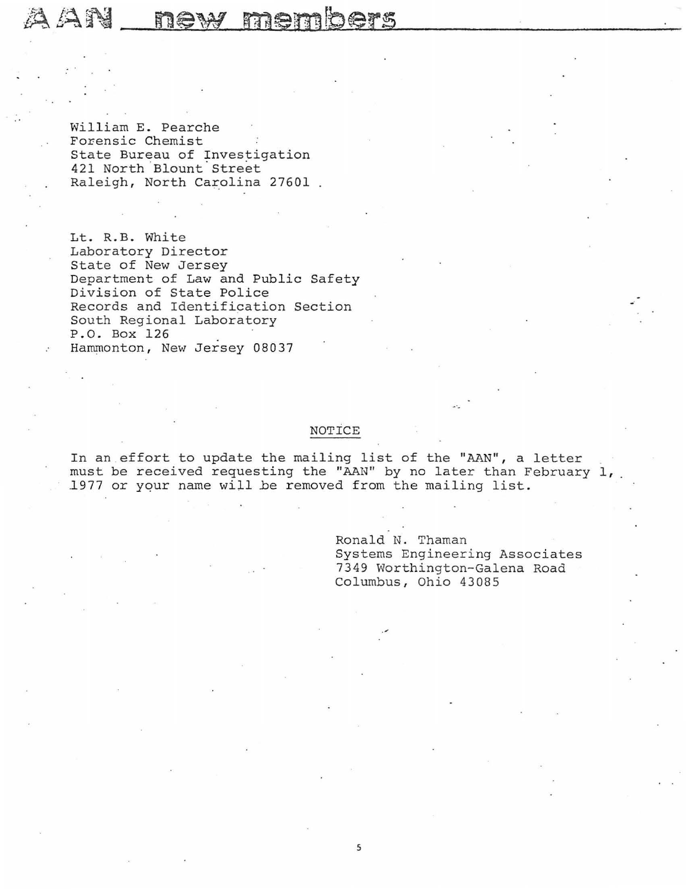# AAN new members

William E. Pearche
Forensic Chemist
State Bureau of Investigation
421 North Blount Street
Raleigh, North Carolina 27601

Lt. R.B. White
Laboratory Director
State of New Jersey
Department of Law and Public Safety
Division of State Police
Records and Identification Section
South Regional Laboratory
P.O. Box 126
Hammonton, New Jersey 08037

## NOTICE

In an effort to update the mailing list of the "AAN", a letter must be received requesting the "AAN" by no later than February 1, 1977 or your name will be removed from the mailing list.

Ronald N. Thaman
Systems Engineering Associates
7349 Worthington-Galena Road
Columbus, Ohio 43085